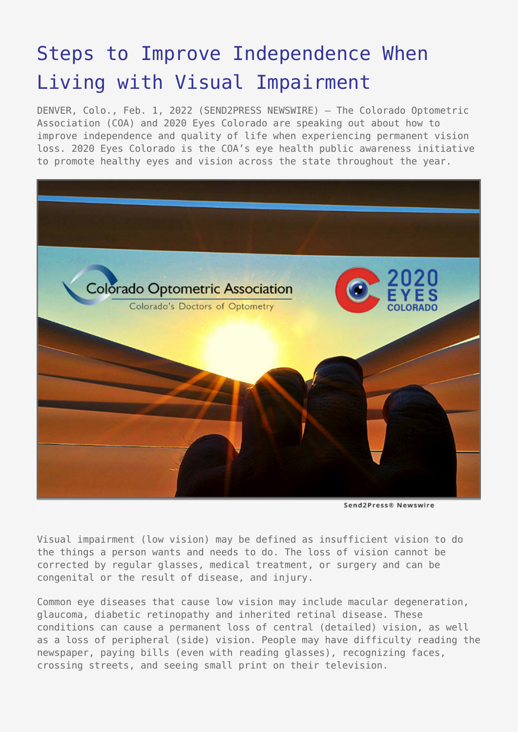# Steps to Improve Independence When Living with Visual Impairment

DENVER, Colo., Feb. 1, 2022 (SEND2PRESS NEWSWIRE) — The Colorado Optometric Association (COA) and 2020 Eyes Colorado are speaking out about how to improve independence and quality of life when experiencing permanent vision loss. 2020 Eyes Colorado is the COA's eye health public awareness initiative to promote healthy eyes and vision across the state throughout the year.

Visual impairment (low vision) may be defined as insufficient vision to do the things a person wants and needs to do. The loss of vision cannot be corrected by regular glasses, medical treatment, or surgery and can be congenital or the result of disease, and injury.

Common eye diseases that cause low vision may include macular degeneration, glaucoma, diabetic retinopathy and inherited retinal disease. These conditions can cause a permanent loss of central (detailed) vision, as well as a loss of peripheral (side) vision. People may have difficulty reading the newspaper, paying bills (even with reading glasses), recognizing faces, crossing streets, and seeing small print on their television.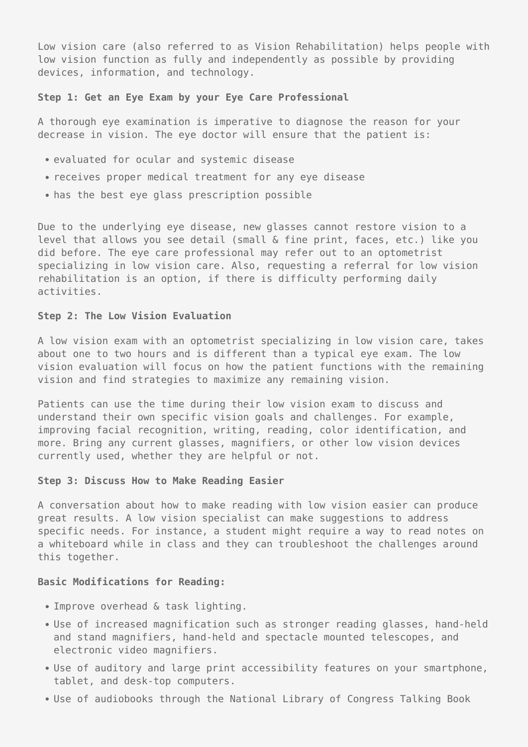Low vision care (also referred to as Vision Rehabilitation) helps people with low vision function as fully and independently as possible by providing devices, information, and technology.

**Step 1: Get an Eye Exam by your Eye Care Professional**

A thorough eye examination is imperative to diagnose the reason for your decrease in vision. The eye doctor will ensure that the patient is:

- evaluated for ocular and systemic disease
- receives proper medical treatment for any eye disease
- has the best eye glass prescription possible

Due to the underlying eye disease, new glasses cannot restore vision to a level that allows you see detail (small & fine print, faces, etc.) like you did before. The eye care professional may refer out to an optometrist specializing in low vision care. Also, requesting a referral for low vision rehabilitation is an option, if there is difficulty performing daily activities.

**Step 2: The Low Vision Evaluation**

A low vision exam with an optometrist specializing in low vision care, takes about one to two hours and is different than a typical eye exam. The low vision evaluation will focus on how the patient functions with the remaining vision and find strategies to maximize any remaining vision.

Patients can use the time during their low vision exam to discuss and understand their own specific vision goals and challenges. For example, improving facial recognition, writing, reading, color identification, and more. Bring any current glasses, magnifiers, or other low vision devices currently used, whether they are helpful or not.

**Step 3: Discuss How to Make Reading Easier**

A conversation about how to make reading with low vision easier can produce great results. A low vision specialist can make suggestions to address specific needs. For instance, a student might require a way to read notes on a whiteboard while in class and they can troubleshoot the challenges around this together.

**Basic Modifications for Reading:**

- Improve overhead & task lighting.
- Use of increased magnification such as stronger reading glasses, hand-held and stand magnifiers, hand-held and spectacle mounted telescopes, and electronic video magnifiers.
- Use of auditory and large print accessibility features on your smartphone, tablet, and desk-top computers.
- Use of audiobooks through the National Library of Congress Talking Book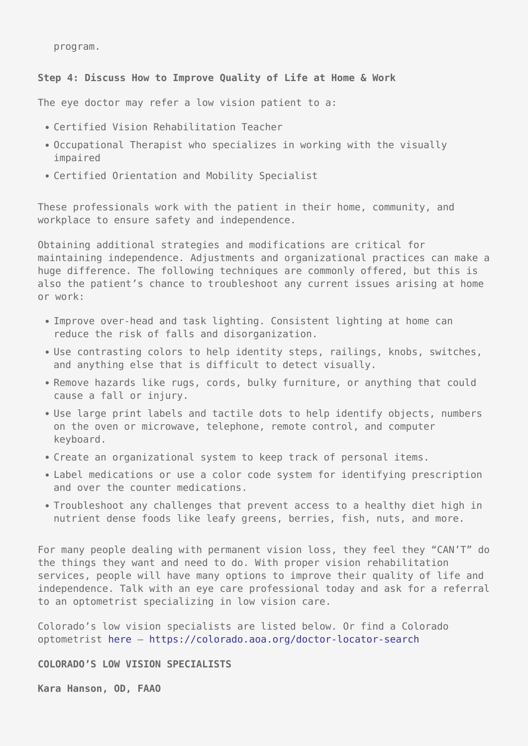program.

**Step 4: Discuss How to Improve Quality of Life at Home & Work**

The eye doctor may refer a low vision patient to a:

- Certified Vision Rehabilitation Teacher
- Occupational Therapist who specializes in working with the visually impaired
- Certified Orientation and Mobility Specialist

These professionals work with the patient in their home, community, and workplace to ensure safety and independence.

Obtaining additional strategies and modifications are critical for maintaining independence. Adjustments and organizational practices can make a huge difference. The following techniques are commonly offered, but this is also the patient's chance to troubleshoot any current issues arising at home or work:

- Improve over-head and task lighting. Consistent lighting at home can reduce the risk of falls and disorganization.
- Use contrasting colors to help identity steps, railings, knobs, switches, and anything else that is difficult to detect visually.
- Remove hazards like rugs, cords, bulky furniture, or anything that could cause a fall or injury.
- Use large print labels and tactile dots to help identify objects, numbers on the oven or microwave, telephone, remote control, and computer keyboard.
- Create an organizational system to keep track of personal items.
- Label medications or use a color code system for identifying prescription and over the counter medications.
- Troubleshoot any challenges that prevent access to a healthy diet high in nutrient dense foods like leafy greens, berries, fish, nuts, and more.

For many people dealing with permanent vision loss, they feel they "CAN'T" do the things they want and need to do. With proper vision rehabilitation services, people will have many options to improve their quality of life and independence. Talk with an eye care professional today and ask for a referral to an optometrist specializing in low vision care.

Colorado's low vision specialists are listed below. Or find a Colorado optometrist here – https://colorado.aoa.org/doctor-locator-search

**COLORADO'S LOW VISION SPECIALISTS**

**Kara Hanson, OD, FAAO**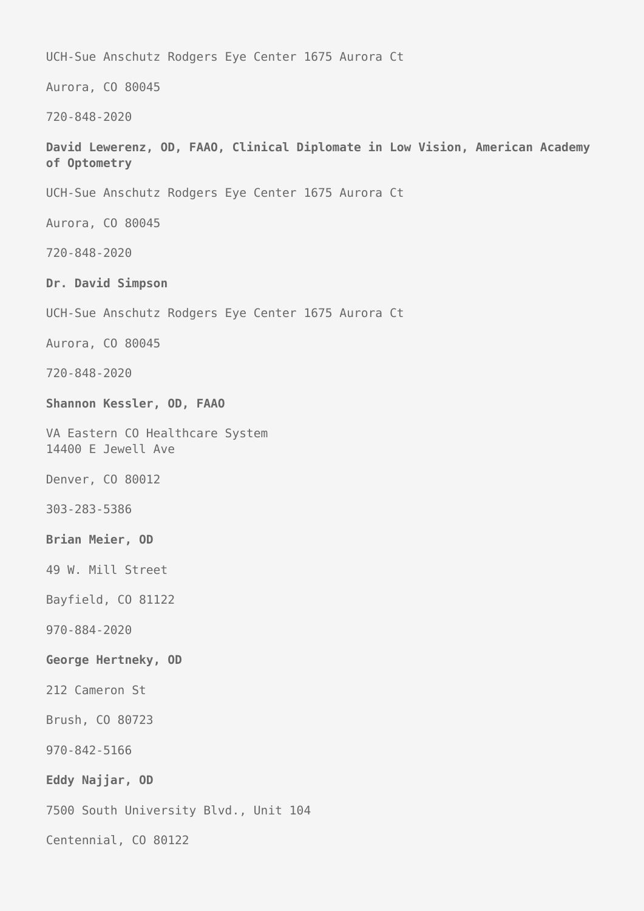UCH-Sue Anschutz Rodgers Eye Center 1675 Aurora Ct

Aurora, CO 80045

720-848-2020

**David Lewerenz, OD, FAAO, Clinical Diplomate in Low Vision, American Academy of Optometry**

UCH-Sue Anschutz Rodgers Eye Center 1675 Aurora Ct

Aurora, CO 80045

720-848-2020

**Dr. David Simpson**

UCH-Sue Anschutz Rodgers Eye Center 1675 Aurora Ct

Aurora, CO 80045

720-848-2020

**Shannon Kessler, OD, FAAO**

VA Eastern CO Healthcare System
14400 E Jewell Ave

Denver, CO 80012

303-283-5386

**Brian Meier, OD**

49 W. Mill Street

Bayfield, CO 81122

970-884-2020

**George Hertneky, OD**

212 Cameron St

Brush, CO 80723

970-842-5166

**Eddy Najjar, OD**

7500 South University Blvd., Unit 104

Centennial, CO 80122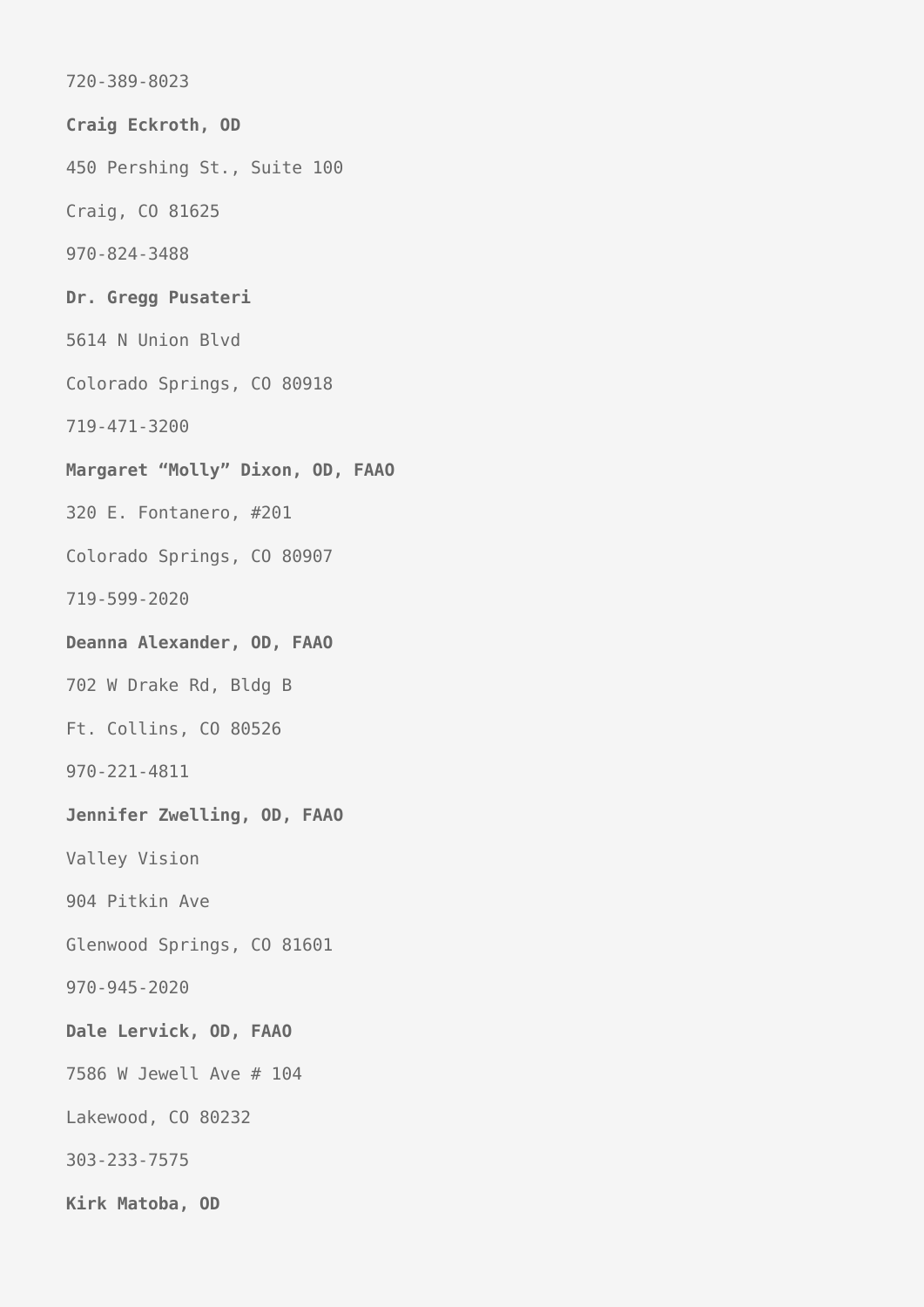720-389-8023

**Craig Eckroth, OD**

450 Pershing St., Suite 100

Craig, CO 81625

970-824-3488

**Dr. Gregg Pusateri**

5614 N Union Blvd

Colorado Springs, CO 80918

719-471-3200

**Margaret “Molly” Dixon, OD, FAAO**

320 E. Fontanero, #201

Colorado Springs, CO 80907

719-599-2020

**Deanna Alexander, OD, FAAO**

702 W Drake Rd, Bldg B

Ft. Collins, CO 80526

970-221-4811

**Jennifer Zwelling, OD, FAAO**

Valley Vision

904 Pitkin Ave

Glenwood Springs, CO 81601

970-945-2020

**Dale Lervick, OD, FAAO**

7586 W Jewell Ave # 104

Lakewood, CO 80232

303-233-7575

**Kirk Matoba, OD**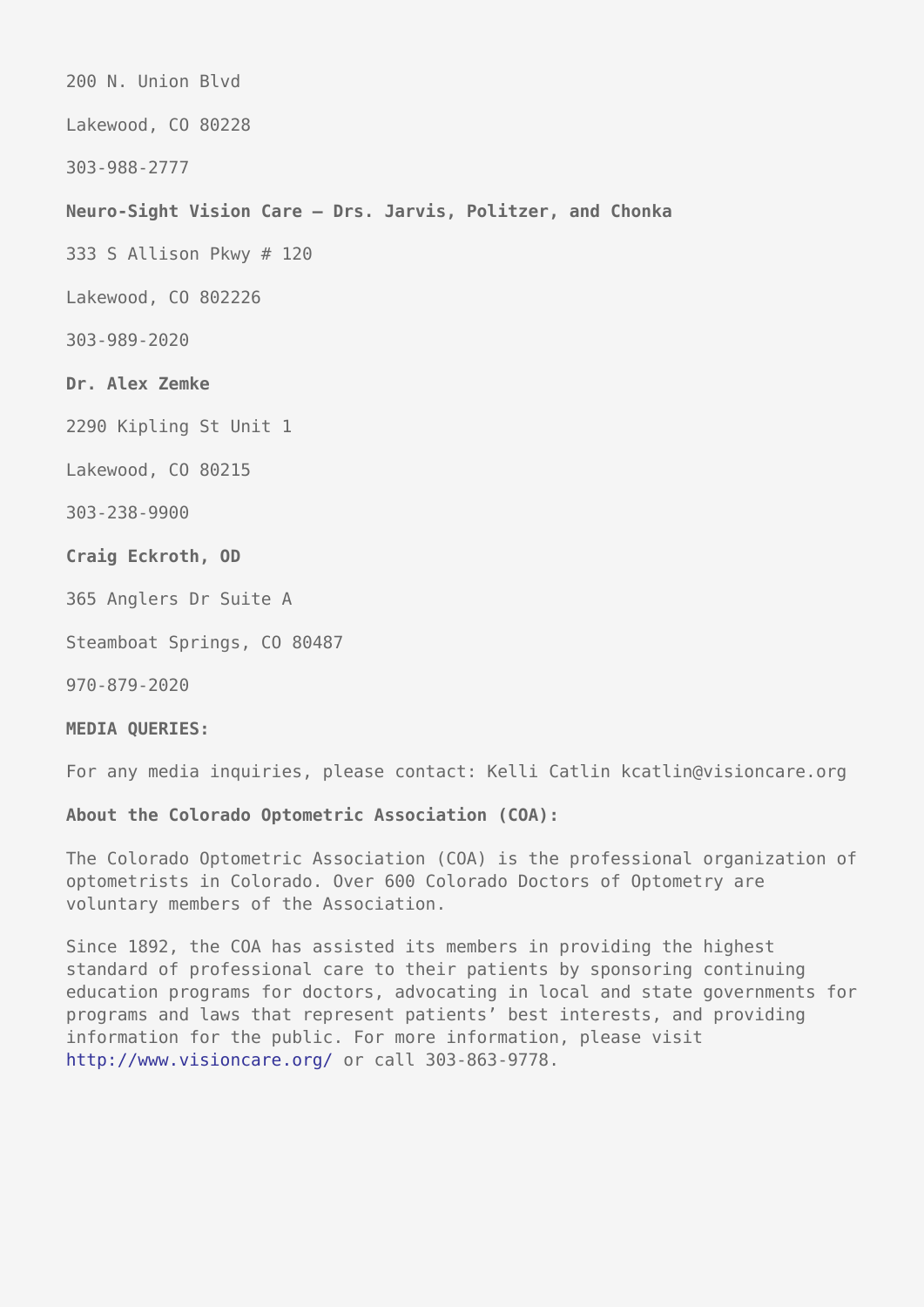200 N. Union Blvd

Lakewood, CO 80228

303-988-2777

**Neuro-Sight Vision Care – Drs. Jarvis, Politzer, and Chonka**

333 S Allison Pkwy # 120

Lakewood, CO 802226

303-989-2020

**Dr. Alex Zemke**

2290 Kipling St Unit 1

Lakewood, CO 80215

303-238-9900

**Craig Eckroth, OD**

365 Anglers Dr Suite A

Steamboat Springs, CO 80487

970-879-2020

**MEDIA QUERIES:**

For any media inquiries, please contact: Kelli Catlin kcatlin@visioncare.org

**About the Colorado Optometric Association (COA):**

The Colorado Optometric Association (COA) is the professional organization of optometrists in Colorado. Over 600 Colorado Doctors of Optometry are voluntary members of the Association.

Since 1892, the COA has assisted its members in providing the highest standard of professional care to their patients by sponsoring continuing education programs for doctors, advocating in local and state governments for programs and laws that represent patients' best interests, and providing information for the public. For more information, please visit http://www.visioncare.org/ or call 303-863-9778.